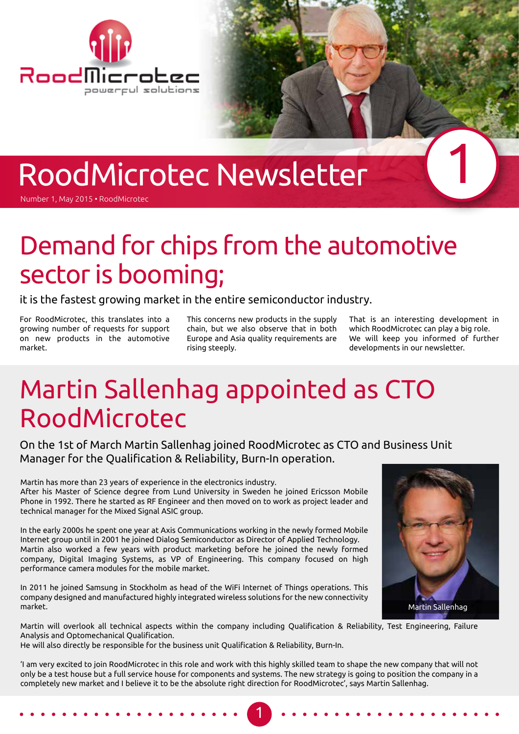# RoodMicrotec Newsletter

Number 1, May 2015 • RoodMicrotec

## Demand for chips from the automotive sector is booming;

it is the fastest growing market in the entire semiconductor industry.

For RoodMicrotec, this translates into a growing number of requests for support on new products in the automotive market.

This concerns new products in the supply chain, but we also observe that in both Europe and Asia quality requirements are rising steeply.

That is an interesting development in which RoodMicrotec can play a big role. We will keep you informed of further developments in our newsletter.

## Martin Sallenhag appointed as CTO RoodMicrotec

On the 1st of March Martin Sallenhag joined RoodMicrotec as CTO and Business Unit Manager for the Qualification & Reliability, Burn-In operation.

Martin has more than 23 years of experience in the electronics industry.
After his Master of Science degree from Lund University in Sweden he joined Ericsson Mobile Phone in 1992. There he started as RF Engineer and then moved on to work as project leader and technical manager for the Mixed Signal ASIC group.

In the early 2000s he spent one year at Axis Communications working in the newly formed Mobile Internet group until in 2001 he joined Dialog Semiconductor as Director of Applied Technology.
Martin also worked a few years with product marketing before he joined the newly formed company, Digital Imaging Systems, as VP of Engineering. This company focused on high performance camera modules for the mobile market.

In 2011 he joined Samsung in Stockholm as head of the WiFi Internet of Things operations. This company designed and manufactured highly integrated wireless solutions for the new connectivity market.

Martin Sallenhag

Martin will overlook all technical aspects within the company including Qualification & Reliability, Test Engineering, Failure Analysis and Optomechanical Qualification.
He will also directly be responsible for the business unit Qualification & Reliability, Burn-In.

'I am very excited to join RoodMicrotec in this role and work with this highly skilled team to shape the new company that will not only be a test house but a full service house for components and systems. The new strategy is going to position the company in a completely new market and I believe it to be the absolute right direction for RoodMicrotec', says Martin Sallenhag.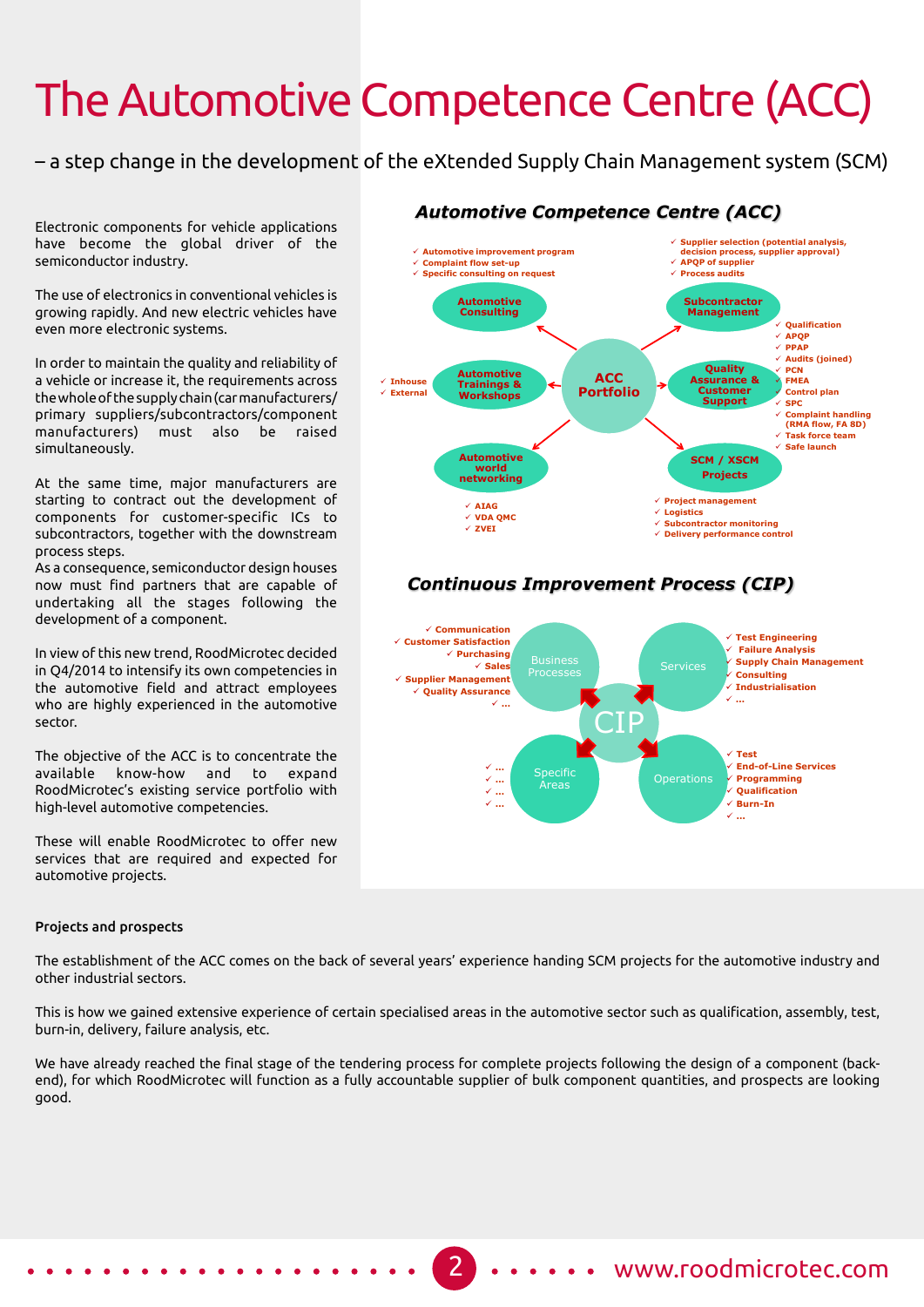# The Automotive Competence Centre (ACC)

– a step change in the development of the eXtended Supply Chain Management system (SCM)

Electronic components for vehicle applications have become the global driver of the semiconductor industry.

The use of electronics in conventional vehicles is growing rapidly. And new electric vehicles have even more electronic systems.

In order to maintain the quality and reliability of a vehicle or increase it, the requirements across the whole of the supply chain (car manufacturers/ primary suppliers/subcontractors/component manufacturers) must also be raised simultaneously.

At the same time, major manufacturers are starting to contract out the development of components for customer-specific ICs to subcontractors, together with the downstream process steps.
As a consequence, semiconductor design houses now must find partners that are capable of undertaking all the stages following the development of a component.

In view of this new trend, RoodMicrotec decided in Q4/2014 to intensify its own competencies in the automotive field and attract employees who are highly experienced in the automotive sector.

The objective of the ACC is to concentrate the available know-how and to expand RoodMicrotec's existing service portfolio with high-level automotive competencies.

These will enable RoodMicrotec to offer new services that are required and expected for automotive projects.

## *Automotive Competence Centre (ACC)*

**ACC Portfolio**

- **Automotive Consulting**
  - ✓ Automotive improvement program
  - ✓ Complaint flow set-up
  - ✓ Specific consulting on request
- **Subcontractor Management**
  - ✓ Supplier selection (potential analysis, decision process, supplier approval)
  - ✓ APQP of supplier
  - ✓ Process audits
- **Automotive Trainings & Workshops**
  - ✓ Inhouse
  - ✓ External
- **Quality Assurance & Customer Support**
  - ✓ Qualification
  - ✓ APQP
  - ✓ PPAP
  - ✓ Audits (joined)
  - ✓ PCN
  - ✓ FMEA
  - ✓ Control plan
  - ✓ SPC
  - ✓ Complaint handling (RMA flow, FA 8D)
  - ✓ Task force team
  - ✓ Safe launch
- **Automotive world networking**
  - ✓ AIAG
  - ✓ VDA QMC
  - ✓ ZVEI
- **SCM / XSCM Projects**
  - ✓ Project management
  - ✓ Logistics
  - ✓ Subcontractor monitoring
  - ✓ Delivery performance control

## *Continuous Improvement Process (CIP)*

**CIP**

- **Business Processes**
  - ✓ Communication
  - ✓ Customer Satisfaction
  - ✓ Purchasing
  - ✓ Sales
  - ✓ Supplier Management
  - ✓ Quality Assurance
  - ✓ ...
- **Services**
  - ✓ Test Engineering
  - ✓ Failure Analysis
  - ✓ Supply Chain Management
  - ✓ Consulting
  - ✓ Industrialisation
  - ✓ ...
- **Specific Areas**
  - ✓ ...
  - ✓ ...
  - ✓ ...
  - ✓ ...
- **Operations**
  - ✓ Test
  - ✓ End-of-Line Services
  - ✓ Programming
  - ✓ Qualification
  - ✓ Burn-In
  - ✓ ...

**Projects and prospects**

The establishment of the ACC comes on the back of several years' experience handing SCM projects for the automotive industry and other industrial sectors.

This is how we gained extensive experience of certain specialised areas in the automotive sector such as qualification, assembly, test, burn-in, delivery, failure analysis, etc.

We have already reached the final stage of the tendering process for complete projects following the design of a component (back-end), for which RoodMicrotec will function as a fully accountable supplier of bulk component quantities, and prospects are looking good.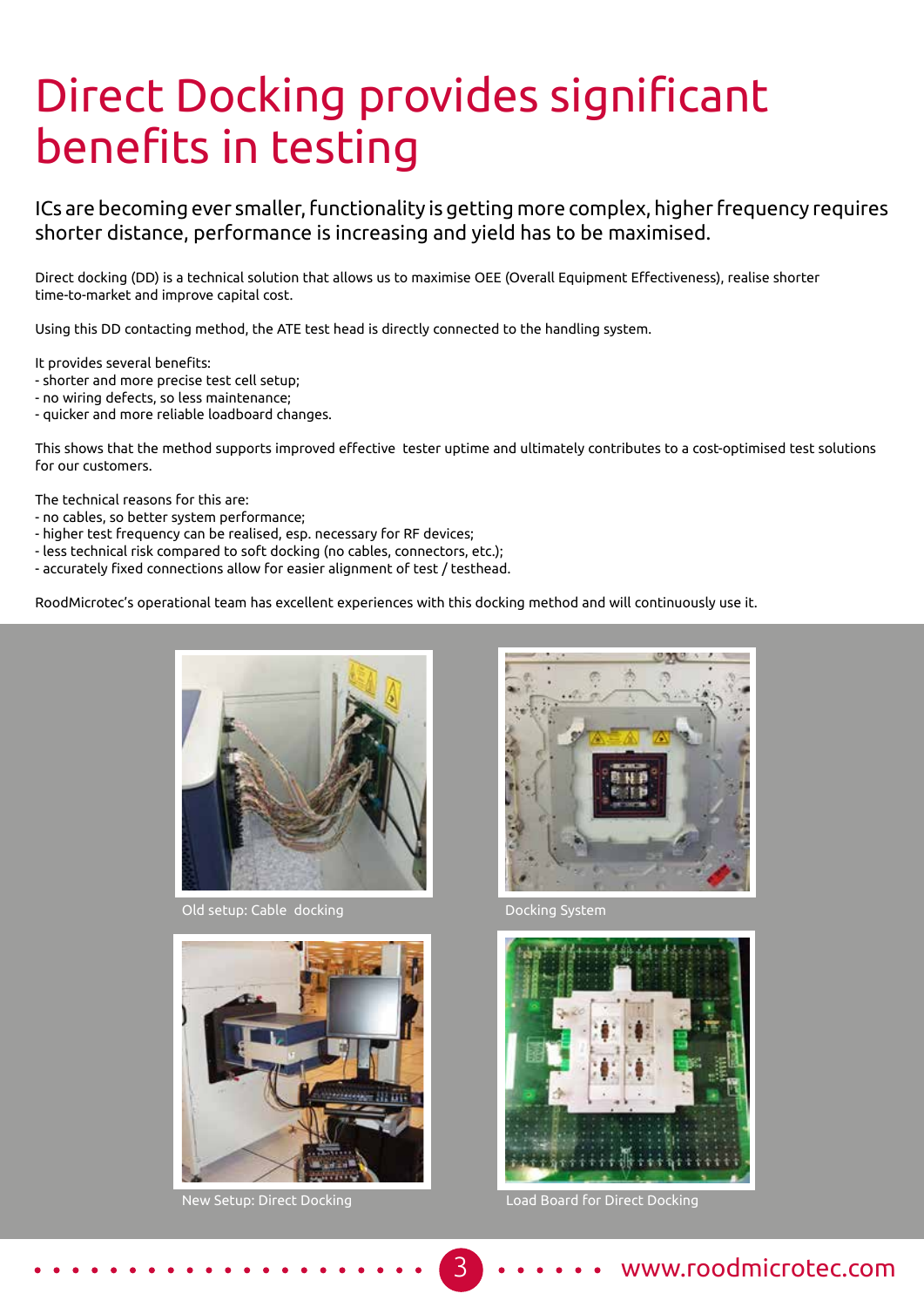# Direct Docking provides significant benefits in testing

ICs are becoming ever smaller, functionality is getting more complex, higher frequency requires shorter distance, performance is increasing and yield has to be maximised.

Direct docking (DD) is a technical solution that allows us to maximise OEE (Overall Equipment Effectiveness), realise shorter time-to-market and improve capital cost.

Using this DD contacting method, the ATE test head is directly connected to the handling system.

It provides several benefits:
- shorter and more precise test cell setup;
- no wiring defects, so less maintenance;
- quicker and more reliable loadboard changes.

This shows that the method supports improved effective  tester uptime and ultimately contributes to a cost-optimised test solutions for our customers.

The technical reasons for this are:
- no cables, so better system performance;
- higher test frequency can be realised, esp. necessary for RF devices;
- less technical risk compared to soft docking (no cables, connectors, etc.);
- accurately fixed connections allow for easier alignment of test / testhead.

RoodMicrotec's operational team has excellent experiences with this docking method and will continuously use it.

Old setup: Cable  docking

Docking System

New Setup: Direct Docking

Load Board for Direct Docking

www.roodmicrotec.com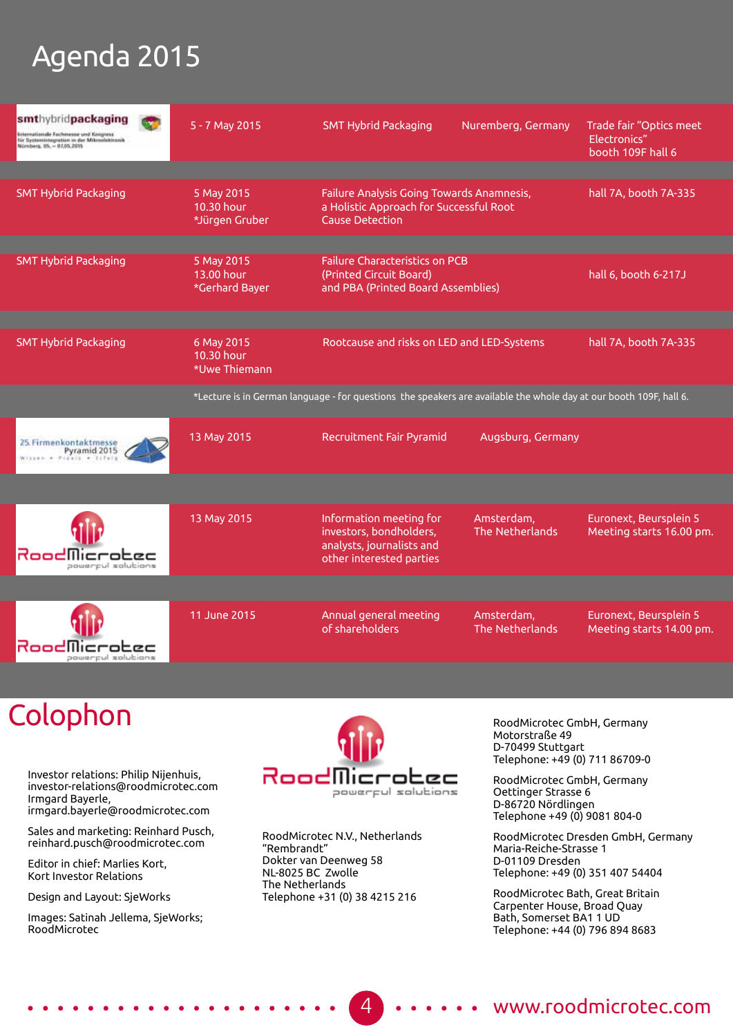# Agenda 2015

| | | | | |
|---|---|---|---|---|
| smthybridpackaging – Internationale Fachmesse und Kongress für Systemintegration in der Mikroelektronik, Nürnberg, 05. – 07.05.2015 | 5 - 7 May 2015 | SMT Hybrid Packaging | Nuremberg, Germany | Trade fair "Optics meet Electronics" booth 109F hall 6 |
| SMT Hybrid Packaging | 5 May 2015<br>10.30 hour<br>*Jürgen Gruber | Failure Analysis Going Towards Anamnesis, a Holistic Approach for Successful Root Cause Detection | | hall 7A, booth 7A-335 |
| SMT Hybrid Packaging | 5 May 2015<br>13.00 hour<br>*Gerhard Bayer | Failure Characteristics on PCB (Printed Circuit Board) and PBA (Printed Board Assemblies) | | hall 6, booth 6-217J |
| SMT Hybrid Packaging | 6 May 2015<br>10.30 hour<br>*Uwe Thiemann | Rootcause and risks on LED and LED-Systems | | hall 7A, booth 7A-335 |

*Lecture is in German language - for questions the speakers are available the whole day at our booth 109F, hall 6.

| | | | | |
|---|---|---|---|---|
| 25. Firmenkontaktmesse Pyramid 2015 | 13 May 2015 | Recruitment Fair Pyramid | Augsburg, Germany | |
| RoodMicrotec powerful solutions | 13 May 2015 | Information meeting for investors, bondholders, analysts, journalists and other interested parties | Amsterdam, The Netherlands | Euronext, Beursplein 5 Meeting starts 16.00 pm. |
| RoodMicrotec powerful solutions | 11 June 2015 | Annual general meeting of shareholders | Amsterdam, The Netherlands | Euronext, Beursplein 5 Meeting starts 14.00 pm. |

# Colophon

Investor relations: Philip Nijenhuis,
investor-relations@roodmicrotec.com
Irmgard Bayerle,
irmgard.bayerle@roodmicrotec.com

Sales and marketing: Reinhard Pusch,
reinhard.pusch@roodmicrotec.com

Editor in chief: Marlies Kort,
Kort Investor Relations

Design and Layout: SjeWorks

Images: Satinah Jellema, SjeWorks;
RoodMicrotec

RoodMicrotec powerful solutions

RoodMicrotec N.V., Netherlands
"Rembrandt"
Dokter van Deenweg 58
NL-8025 BC Zwolle
The Netherlands
Telephone +31 (0) 38 4215 216

RoodMicrotec GmbH, Germany
Motorstraße 49
D-70499 Stuttgart
Telephone: +49 (0) 711 86709-0

RoodMicrotec GmbH, Germany
Oettinger Strasse 6
D-86720 Nördlingen
Telephone +49 (0) 9081 804-0

RoodMicrotec Dresden GmbH, Germany
Maria-Reiche-Strasse 1
D-01109 Dresden
Telephone: +49 (0) 351 407 54404

RoodMicrotec Bath, Great Britain
Carpenter House, Broad Quay
Bath, Somerset BA1 1 UD
Telephone: +44 (0) 796 894 8683

www.roodmicrotec.com